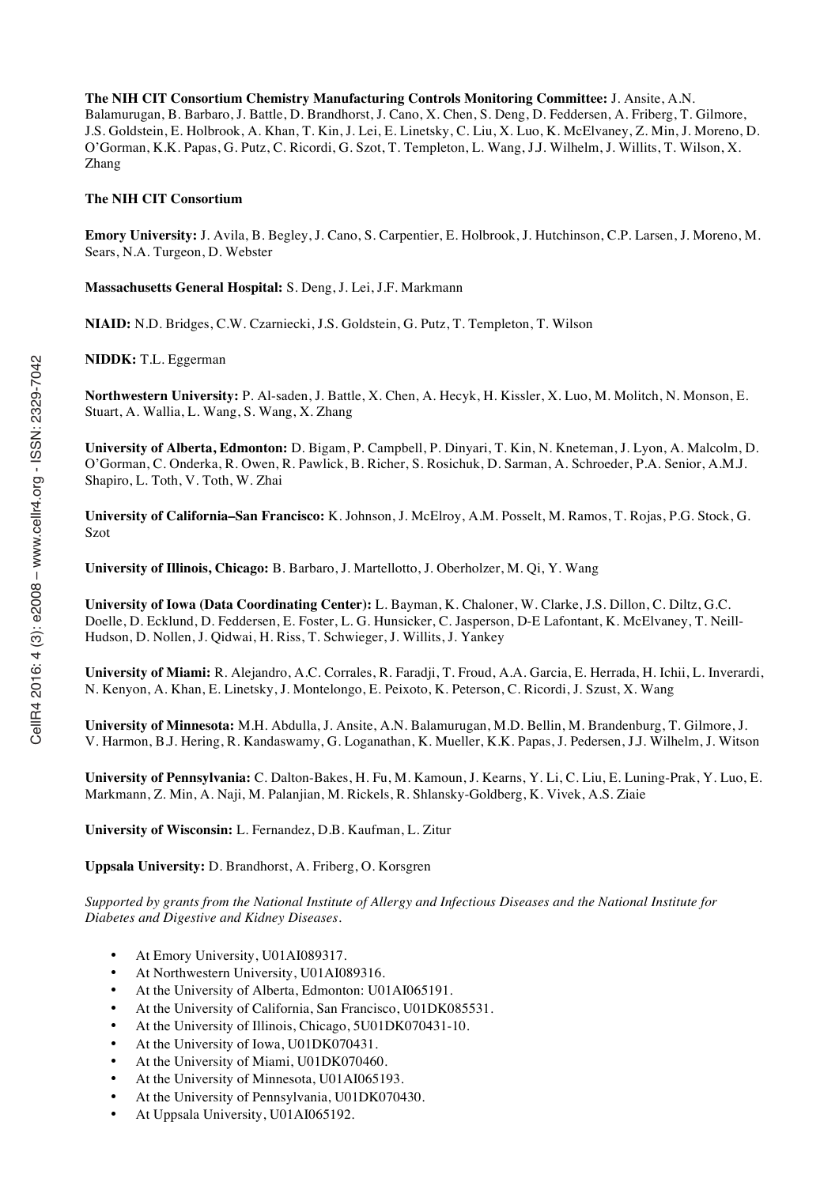**The NIH CIT Consortium Chemistry Manufacturing Controls Monitoring Committee:** J. Ansite, A.N. Balamurugan, B. Barbaro, J. Battle, D. Brandhorst, J. Cano, X. Chen, S. Deng, D. Feddersen, A. Friberg, T. Gilmore, J.S. Goldstein, E. Holbrook, A. Khan, T. Kin, J. Lei, E. Linetsky, C. Liu, X. Luo, K. McElvaney, Z. Min, J. Moreno, D. O'Gorman, K.K. Papas, G. Putz, C. Ricordi, G. Szot, T. Templeton, L. Wang, J.J. Wilhelm, J. Willits, T. Wilson, X. Zhang

**The NIH CIT Consortium**

**Emory University:** J. Avila, B. Begley, J. Cano, S. Carpentier, E. Holbrook, J. Hutchinson, C.P. Larsen, J. Moreno, M. Sears, N.A. Turgeon, D. Webster

**Massachusetts General Hospital:** S. Deng, J. Lei, J.F. Markmann

**NIAID:** N.D. Bridges, C.W. Czarniecki, J.S. Goldstein, G. Putz, T. Templeton, T. Wilson

**NIDDK:** T.L. Eggerman

**Northwestern University:** P. Al-saden, J. Battle, X. Chen, A. Hecyk, H. Kissler, X. Luo, M. Molitch, N. Monson, E. Stuart, A. Wallia, L. Wang, S. Wang, X. Zhang

**University of Alberta, Edmonton:** D. Bigam, P. Campbell, P. Dinyari, T. Kin, N. Kneteman, J. Lyon, A. Malcolm, D. O'Gorman, C. Onderka, R. Owen, R. Pawlick, B. Richer, S. Rosichuk, D. Sarman, A. Schroeder, P.A. Senior, A.M.J. Shapiro, L. Toth, V. Toth, W. Zhai

**University of California–San Francisco:** K. Johnson, J. McElroy, A.M. Posselt, M. Ramos, T. Rojas, P.G. Stock, G. Szot

**University of Illinois, Chicago:** B. Barbaro, J. Martellotto, J. Oberholzer, M. Qi, Y. Wang

**University of Iowa (Data Coordinating Center):** L. Bayman, K. Chaloner, W. Clarke, J.S. Dillon, C. Diltz, G.C. Doelle, D. Ecklund, D. Feddersen, E. Foster, L. G. Hunsicker, C. Jasperson, D-E Lafontant, K. McElvaney, T. Neill-Hudson, D. Nollen, J. Qidwai, H. Riss, T. Schwieger, J. Willits, J. Yankey

**University of Miami:** R. Alejandro, A.C. Corrales, R. Faradji, T. Froud, A.A. Garcia, E. Herrada, H. Ichii, L. Inverardi, N. Kenyon, A. Khan, E. Linetsky, J. Montelongo, E. Peixoto, K. Peterson, C. Ricordi, J. Szust, X. Wang

**University of Minnesota:** M.H. Abdulla, J. Ansite, A.N. Balamurugan, M.D. Bellin, M. Brandenburg, T. Gilmore, J. V. Harmon, B.J. Hering, R. Kandaswamy, G. Loganathan, K. Mueller, K.K. Papas, J. Pedersen, J.J. Wilhelm, J. Witson

**University of Pennsylvania:** C. Dalton-Bakes, H. Fu, M. Kamoun, J. Kearns, Y. Li, C. Liu, E. Luning-Prak, Y. Luo, E. Markmann, Z. Min, A. Naji, M. Palanjian, M. Rickels, R. Shlansky-Goldberg, K. Vivek, A.S. Ziaie

**University of Wisconsin:** L. Fernandez, D.B. Kaufman, L. Zitur

**Uppsala University:** D. Brandhorst, A. Friberg, O. Korsgren

*Supported by grants from the National Institute of Allergy and Infectious Diseases and the National Institute for Diabetes and Digestive and Kidney Diseases.*

- At Emory University, U01AI089317.
- At Northwestern University, U01AI089316.
- At the University of Alberta, Edmonton: U01AI065191.
- At the University of California, San Francisco, U01DK085531.
- At the University of Illinois, Chicago, 5U01DK070431-10.
- At the University of Iowa, U01DK070431.
- At the University of Miami, U01DK070460.
- At the University of Minnesota, U01AI065193.
- At the University of Pennsylvania, U01DK070430.
- At Uppsala University, U01AI065192.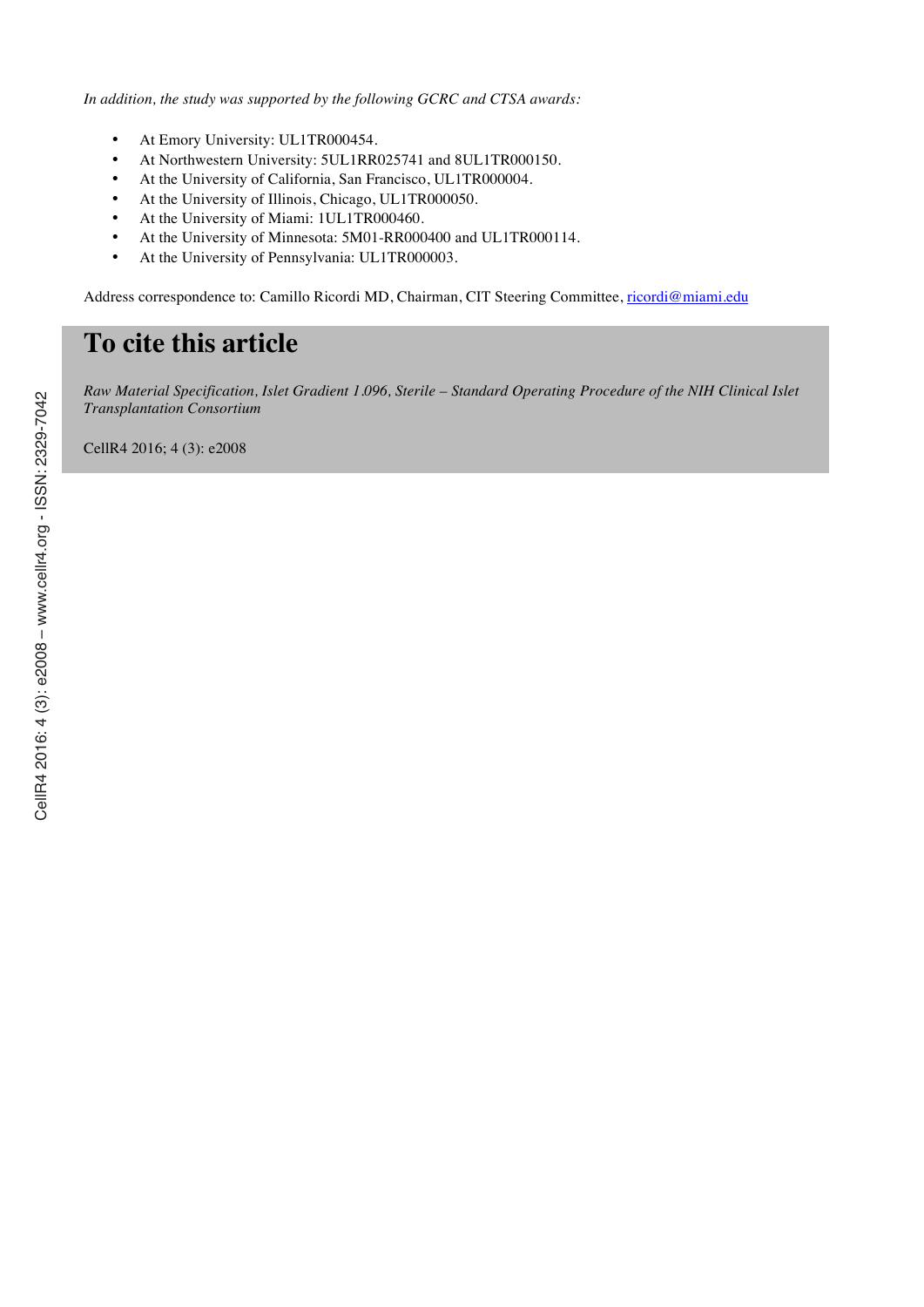*In addition, the study was supported by the following GCRC and CTSA awards:*

- At Emory University: UL1TR000454.
- At Northwestern University: 5UL1RR025741 and 8UL1TR000150.
- At the University of California, San Francisco, UL1TR000004.
- At the University of Illinois, Chicago, UL1TR000050.
- At the University of Miami: 1UL1TR000460.
- At the University of Minnesota: 5M01-RR000400 and UL1TR000114.
- At the University of Pennsylvania: UL1TR000003.

Address correspondence to: Camillo Ricordi MD, Chairman, CIT Steering Committee, ricordi@miami.edu

# To cite this article

*Raw Material Specification, Islet Gradient 1.096, Sterile – Standard Operating Procedure of the NIH Clinical Islet Transplantation Consortium*

CellR4 2016; 4 (3): e2008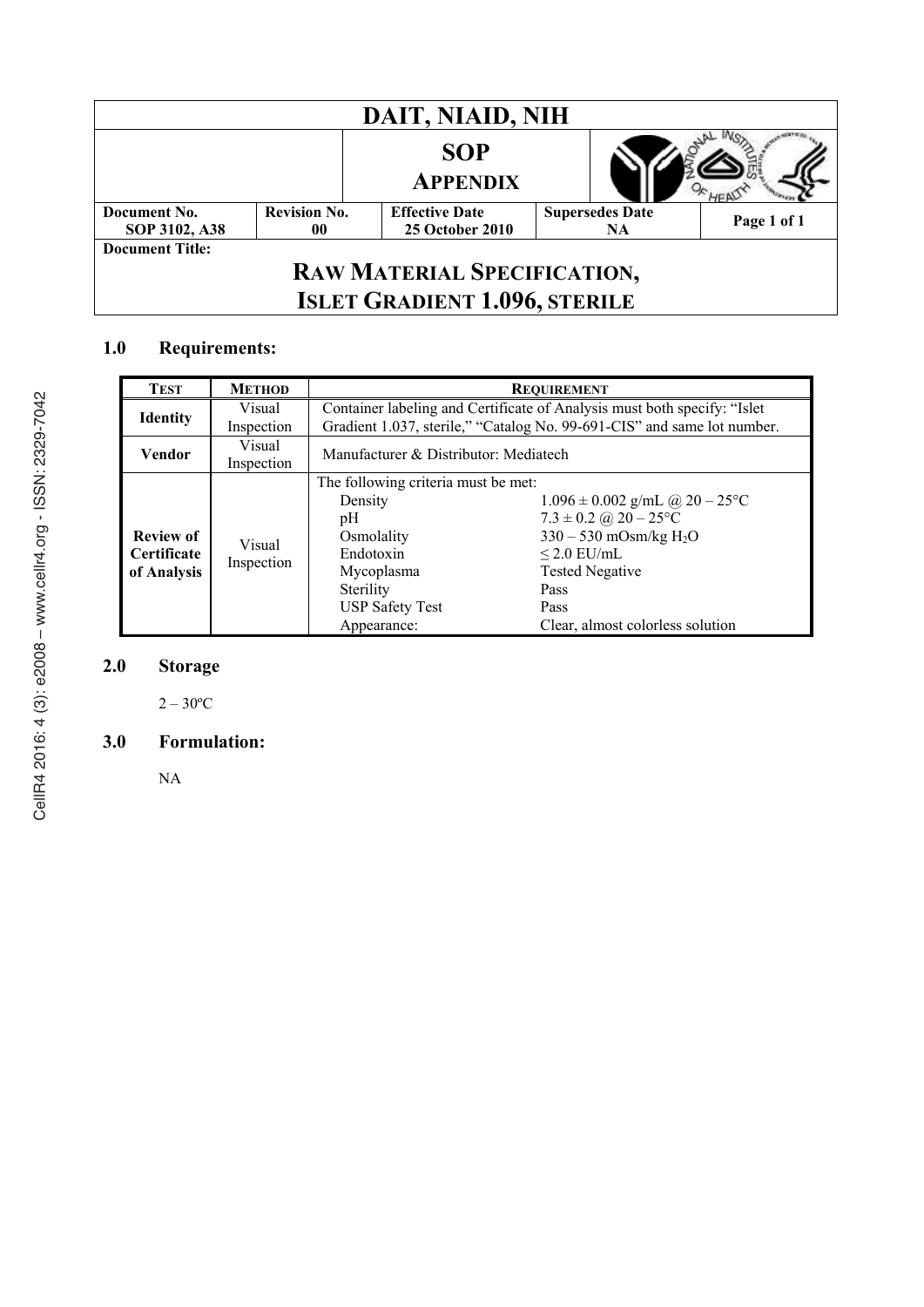| DAIT, NIAID, NIH | | | | |
|---|---|---|---|---|
| | SOP APPENDIX | | | |
| **Document No.** SOP 3102, A38 | **Revision No.** 00 | **Effective Date** 25 October 2010 | **Supersedes Date** NA | **Page 1 of 1** |
| **Document Title:** RAW MATERIAL SPECIFICATION, ISLET GRADIENT 1.096, STERILE | | | | |

## 1.0 Requirements:

| TEST | METHOD | REQUIREMENT |
|---|---|---|
| **Identity** | Visual Inspection | Container labeling and Certificate of Analysis must both specify: "Islet Gradient 1.037, sterile," "Catalog No. 99-691-CIS" and same lot number. |
| **Vendor** | Visual Inspection | Manufacturer & Distributor: Mediatech |
| **Review of Certificate of Analysis** | Visual Inspection | The following criteria must be met:<br>Density: 1.096 ± 0.002 g/mL @ 20 – 25°C<br>pH: 7.3 ± 0.2 @ 20 – 25°C<br>Osmolality: 330 – 530 mOsm/kg $H_2O$<br>Endotoxin: ≤ 2.0 EU/mL<br>Mycoplasma: Tested Negative<br>Sterility: Pass<br>USP Safety Test: Pass<br>Appearance: Clear, almost colorless solution |

## 2.0 Storage

2 – 30ºC

## 3.0 Formulation:

NA